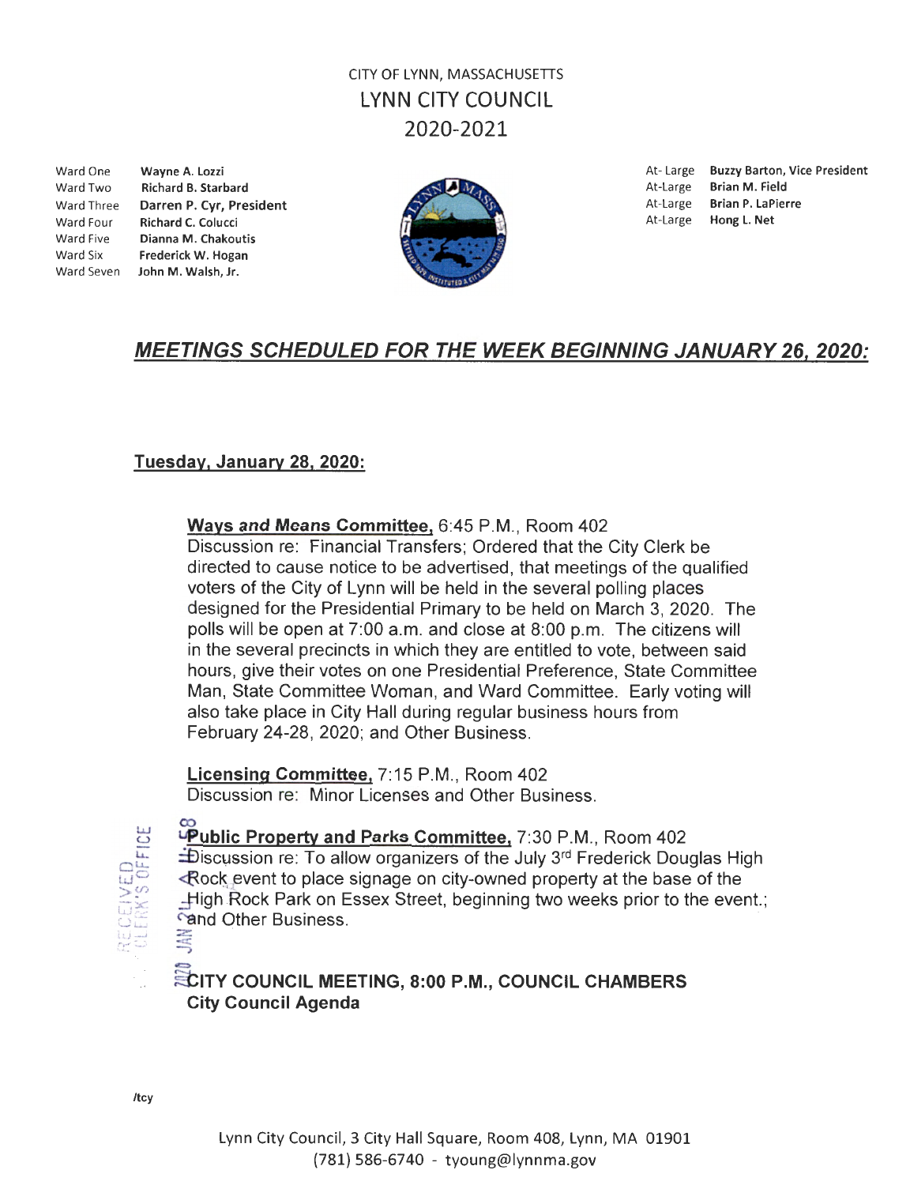CITY OF LYNN, MASSACHUSETTS

# LYNN CITY COUNCIL

2020-2021

| | |
|---|---|
| Ward One | **Wayne A. Lozzi** |
| Ward Two | **Richard B. Starbard** |
| Ward Three | **Darren P. Cyr, President** |
| Ward Four | **Richard C. Colucci** |
| Ward Five | **Dianna M. Chakoutis** |
| Ward Six | **Frederick W. Hogan** |
| Ward Seven | **John M. Walsh, Jr.** |

| | |
|---|---|
| At-Large | **Buzzy Barton, Vice President** |
| At-Large | **Brian M. Field** |
| At-Large | **Brian P. LaPierre** |
| At-Large | **Hong L. Net** |

## *MEETINGS SCHEDULED FOR THE WEEK BEGINNING JANUARY 26, 2020:*

### Tuesday, January 28, 2020:

**Ways and Means Committee,** 6:45 P.M., Room 402
Discussion re: Financial Transfers; Ordered that the City Clerk be directed to cause notice to be advertised, that meetings of the qualified voters of the City of Lynn will be held in the several polling places designed for the Presidential Primary to be held on March 3, 2020. The polls will be open at 7:00 a.m. and close at 8:00 p.m. The citizens will in the several precincts in which they are entitled to vote, between said hours, give their votes on one Presidential Preference, State Committee Man, State Committee Woman, and Ward Committee. Early voting will also take place in City Hall during regular business hours from February 24-28, 2020; and Other Business.

**Licensing Committee,** 7:15 P.M., Room 402
Discussion re: Minor Licenses and Other Business.

**Public Property and Parks Committee,** 7:30 P.M., Room 402
Discussion re: To allow organizers of the July 3rd Frederick Douglas High Rock event to place signage on city-owned property at the base of the High Rock Park on Essex Street, beginning two weeks prior to the event.; and Other Business.

RECEIVED CLERK'S OFFICE 2020 JAN 24 A 11:58

**CITY COUNCIL MEETING, 8:00 P.M., COUNCIL CHAMBERS**
**City Council Agenda**

/tcy

Lynn City Council, 3 City Hall Square, Room 408, Lynn, MA 01901
(781) 586-6740 - tyoung@lynnma.gov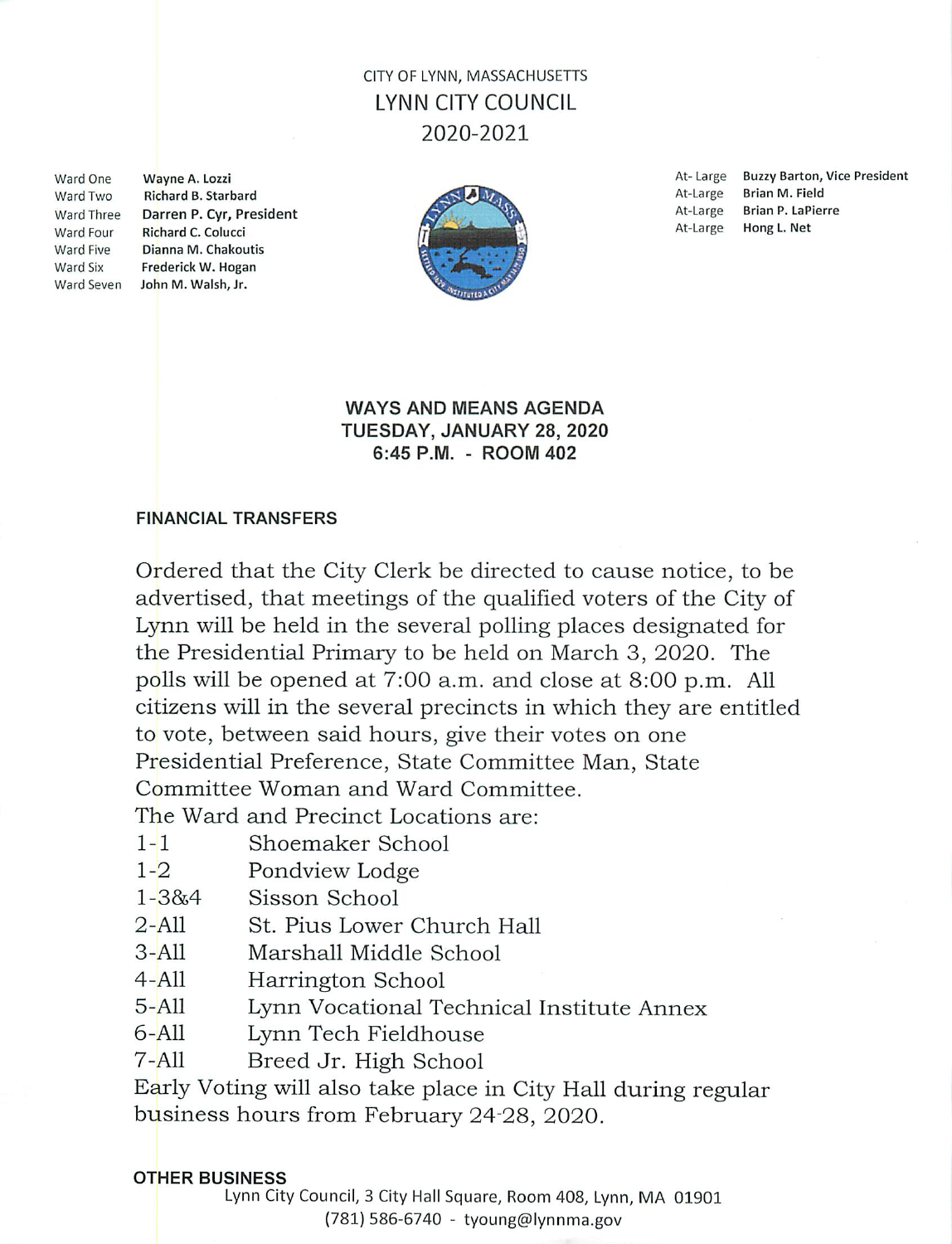CITY OF LYNN, MASSACHUSETTS

LYNN CITY COUNCIL

2020-2021

| | |
|---|---|
| Ward One | **Wayne A. Lozzi** |
| Ward Two | **Richard B. Starbard** |
| Ward Three | **Darren P. Cyr, President** |
| Ward Four | **Richard C. Colucci** |
| Ward Five | **Dianna M. Chakoutis** |
| Ward Six | **Frederick W. Hogan** |
| Ward Seven | **John M. Walsh, Jr.** |

| | |
|---|---|
| At- Large | **Buzzy Barton, Vice President** |
| At-Large | **Brian M. Field** |
| At-Large | **Brian P. LaPierre** |
| At-Large | **Hong L. Net** |

## WAYS AND MEANS AGENDA
## TUESDAY, JANUARY 28, 2020
## 6:45 P.M. - ROOM 402

### FINANCIAL TRANSFERS

Ordered that the City Clerk be directed to cause notice, to be advertised, that meetings of the qualified voters of the City of Lynn will be held in the several polling places designated for the Presidential Primary to be held on March 3, 2020. The polls will be opened at 7:00 a.m. and close at 8:00 p.m. All citizens will in the several precincts in which they are entitled to vote, between said hours, give their votes on one Presidential Preference, State Committee Man, State Committee Woman and Ward Committee.

The Ward and Precinct Locations are:

| | |
|---|---|
| 1-1 | Shoemaker School |
| 1-2 | Pondview Lodge |
| 1-3&4 | Sisson School |
| 2-All | St. Pius Lower Church Hall |
| 3-All | Marshall Middle School |
| 4-All | Harrington School |
| 5-All | Lynn Vocational Technical Institute Annex |
| 6-All | Lynn Tech Fieldhouse |
| 7-All | Breed Jr. High School |

Early Voting will also take place in City Hall during regular business hours from February 24-28, 2020.

### OTHER BUSINESS

Lynn City Council, 3 City Hall Square, Room 408, Lynn, MA 01901
(781) 586-6740 - tyoung@lynnma.gov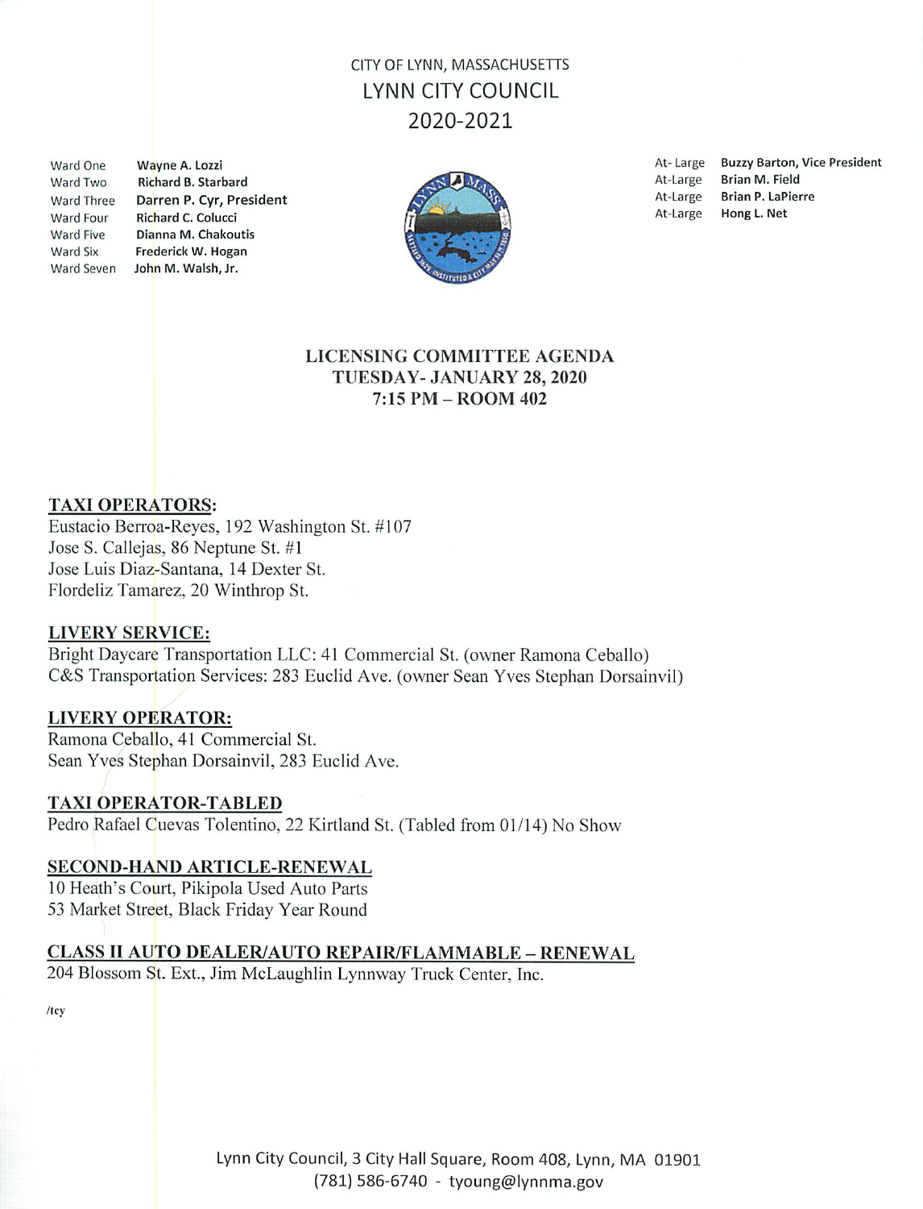CITY OF LYNN, MASSACHUSETTS
LYNN CITY COUNCIL
2020-2021

| | |
|---|---|
| Ward One | Wayne A. Lozzi |
| Ward Two | Richard B. Starbard |
| Ward Three | Darren P. Cyr, President |
| Ward Four | Richard C. Colucci |
| Ward Five | Dianna M. Chakoutis |
| Ward Six | Frederick W. Hogan |
| Ward Seven | John M. Walsh, Jr. |

| | |
|---|---|
| At- Large | Buzzy Barton, Vice President |
| At-Large | Brian M. Field |
| At-Large | Brian P. LaPierre |
| At-Large | Hong L. Net |

# LICENSING COMMITTEE AGENDA
## TUESDAY- JANUARY 28, 2020
## 7:15 PM – ROOM 402

**TAXI OPERATORS:**
Eustacio Berroa-Reyes, 192 Washington St. #107
Jose S. Callejas, 86 Neptune St. #1
Jose Luis Diaz-Santana, 14 Dexter St.
Flordeliz Tamarez, 20 Winthrop St.

**LIVERY SERVICE:**
Bright Daycare Transportation LLC: 41 Commercial St. (owner Ramona Ceballo)
C&S Transportation Services: 283 Euclid Ave. (owner Sean Yves Stephan Dorsainvil)

**LIVERY OPERATOR:**
Ramona Ceballo, 41 Commercial St.
Sean Yves Stephan Dorsainvil, 283 Euclid Ave.

**TAXI OPERATOR-TABLED**
Pedro Rafael Cuevas Tolentino, 22 Kirtland St. (Tabled from 01/14) No Show

**SECOND-HAND ARTICLE-RENEWAL**
10 Heath's Court, Pikipola Used Auto Parts
53 Market Street, Black Friday Year Round

**CLASS II AUTO DEALER/AUTO REPAIR/FLAMMABLE – RENEWAL**
204 Blossom St. Ext., Jim McLaughlin Lynnway Truck Center, Inc.

/tcy

Lynn City Council, 3 City Hall Square, Room 408, Lynn, MA 01901
(781) 586-6740 - tyoung@lynnma.gov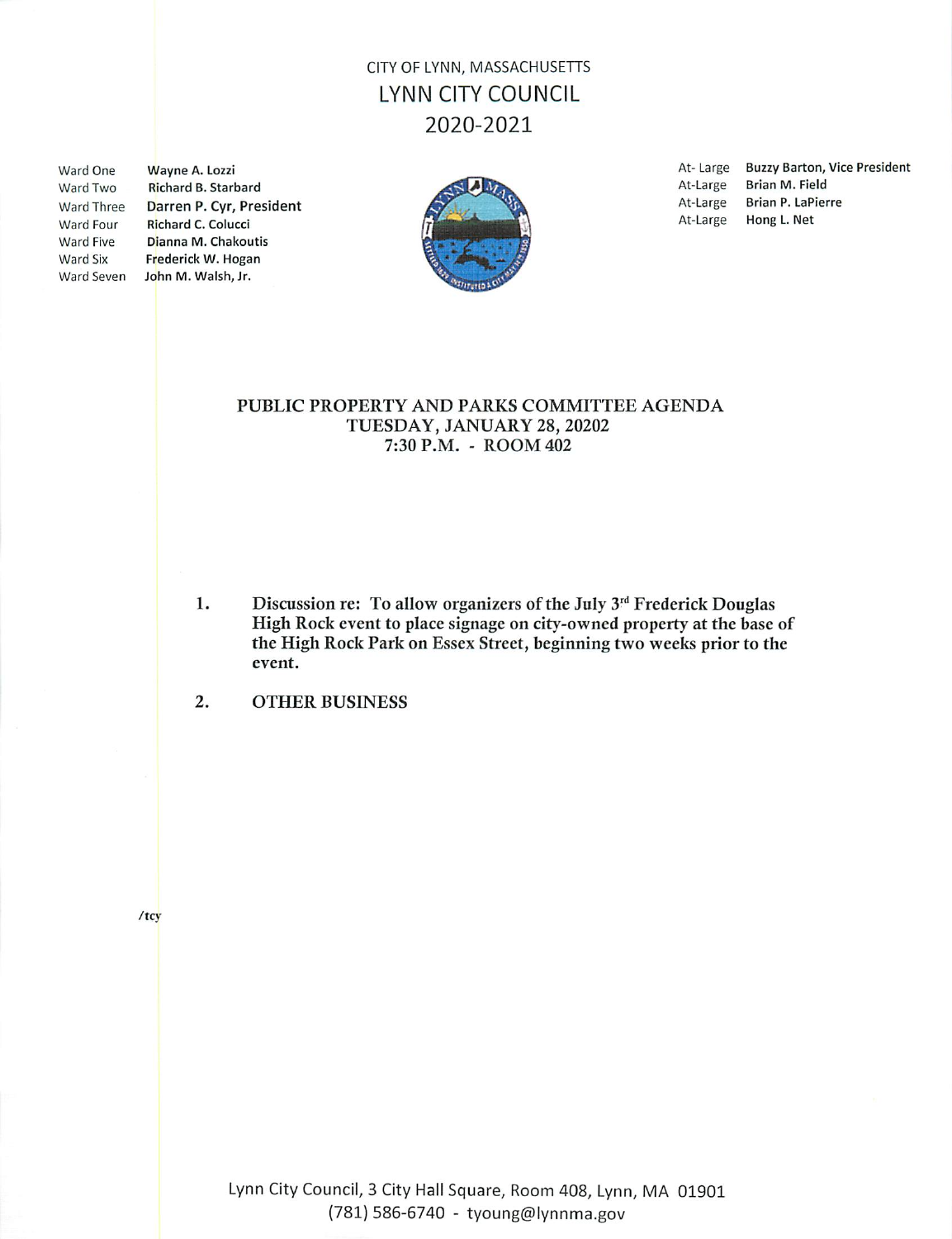# CITY OF LYNN, MASSACHUSETTS
# LYNN CITY COUNCIL
## 2020-2021

| | |
|---|---|
| Ward One | Wayne A. Lozzi |
| Ward Two | Richard B. Starbard |
| Ward Three | **Darren P. Cyr, President** |
| Ward Four | Richard C. Colucci |
| Ward Five | Dianna M. Chakoutis |
| Ward Six | Frederick W. Hogan |
| Ward Seven | John M. Walsh, Jr. |

| | |
|---|---|
| At- Large | **Buzzy Barton, Vice President** |
| At-Large | Brian M. Field |
| At-Large | Brian P. LaPierre |
| At-Large | Hong L. Net |

**PUBLIC PROPERTY AND PARKS COMMITTEE AGENDA**
**TUESDAY, JANUARY 28, 20202**
**7:30 P.M. - ROOM 402**

1. **Discussion re: To allow organizers of the July 3rd Frederick Douglas High Rock event to place signage on city-owned property at the base of the High Rock Park on Essex Street, beginning two weeks prior to the event.**

2. **OTHER BUSINESS**

/tcy

Lynn City Council, 3 City Hall Square, Room 408, Lynn, MA 01901
(781) 586-6740 - tyoung@lynnma.gov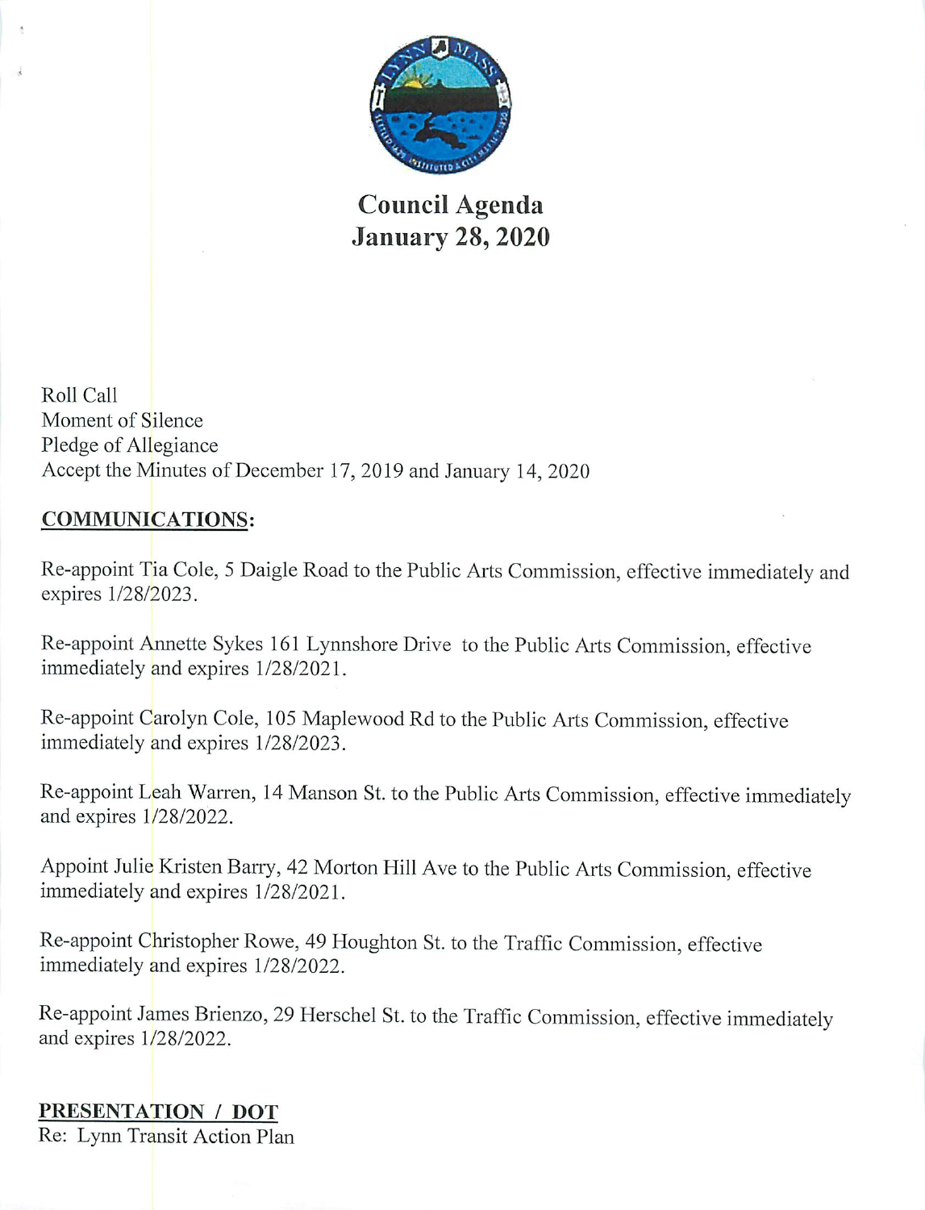# Council Agenda
# January 28, 2020

Roll Call
Moment of Silence
Pledge of Allegiance
Accept the Minutes of December 17, 2019 and January 14, 2020

**COMMUNICATIONS:**

Re-appoint Tia Cole, 5 Daigle Road to the Public Arts Commission, effective immediately and expires 1/28/2023.

Re-appoint Annette Sykes 161 Lynnshore Drive to the Public Arts Commission, effective immediately and expires 1/28/2021.

Re-appoint Carolyn Cole, 105 Maplewood Rd to the Public Arts Commission, effective immediately and expires 1/28/2023.

Re-appoint Leah Warren, 14 Manson St. to the Public Arts Commission, effective immediately and expires 1/28/2022.

Appoint Julie Kristen Barry, 42 Morton Hill Ave to the Public Arts Commission, effective immediately and expires 1/28/2021.

Re-appoint Christopher Rowe, 49 Houghton St. to the Traffic Commission, effective immediately and expires 1/28/2022.

Re-appoint James Brienzo, 29 Herschel St. to the Traffic Commission, effective immediately and expires 1/28/2022.

**PRESENTATION / DOT**

Re: Lynn Transit Action Plan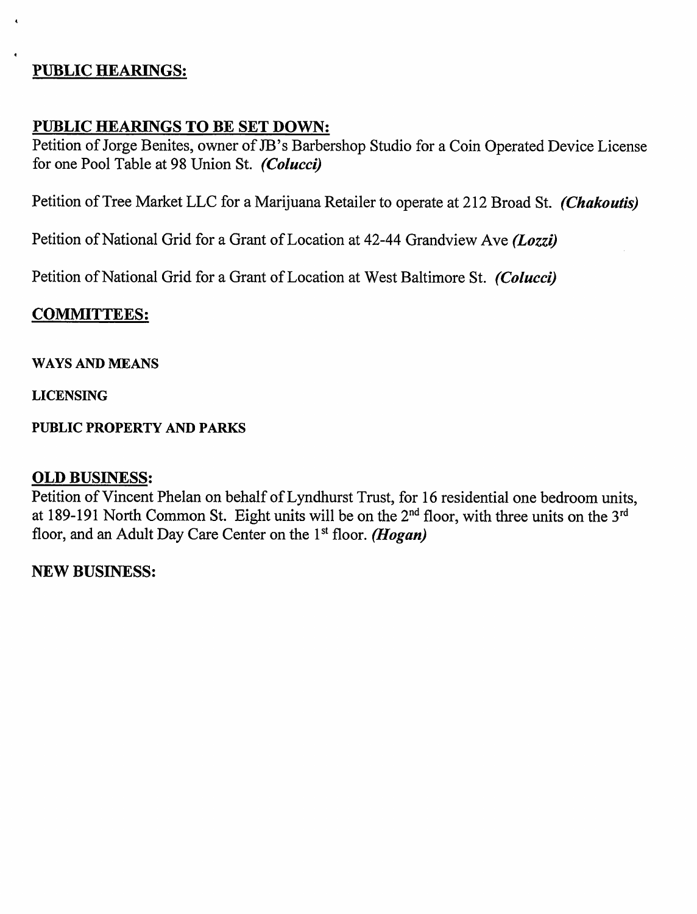## PUBLIC HEARINGS:

## PUBLIC HEARINGS TO BE SET DOWN:

Petition of Jorge Benites, owner of JB's Barbershop Studio for a Coin Operated Device License for one Pool Table at 98 Union St. ***(Colucci)***

Petition of Tree Market LLC for a Marijuana Retailer to operate at 212 Broad St. ***(Chakoutis)***

Petition of National Grid for a Grant of Location at 42-44 Grandview Ave ***(Lozzi)***

Petition of National Grid for a Grant of Location at West Baltimore St. ***(Colucci)***

## COMMITTEES:

**WAYS AND MEANS**

**LICENSING**

**PUBLIC PROPERTY AND PARKS**

## OLD BUSINESS:

Petition of Vincent Phelan on behalf of Lyndhurst Trust, for 16 residential one bedroom units, at 189-191 North Common St. Eight units will be on the 2nd floor, with three units on the 3rd floor, and an Adult Day Care Center on the 1st floor. ***(Hogan)***

## NEW BUSINESS: